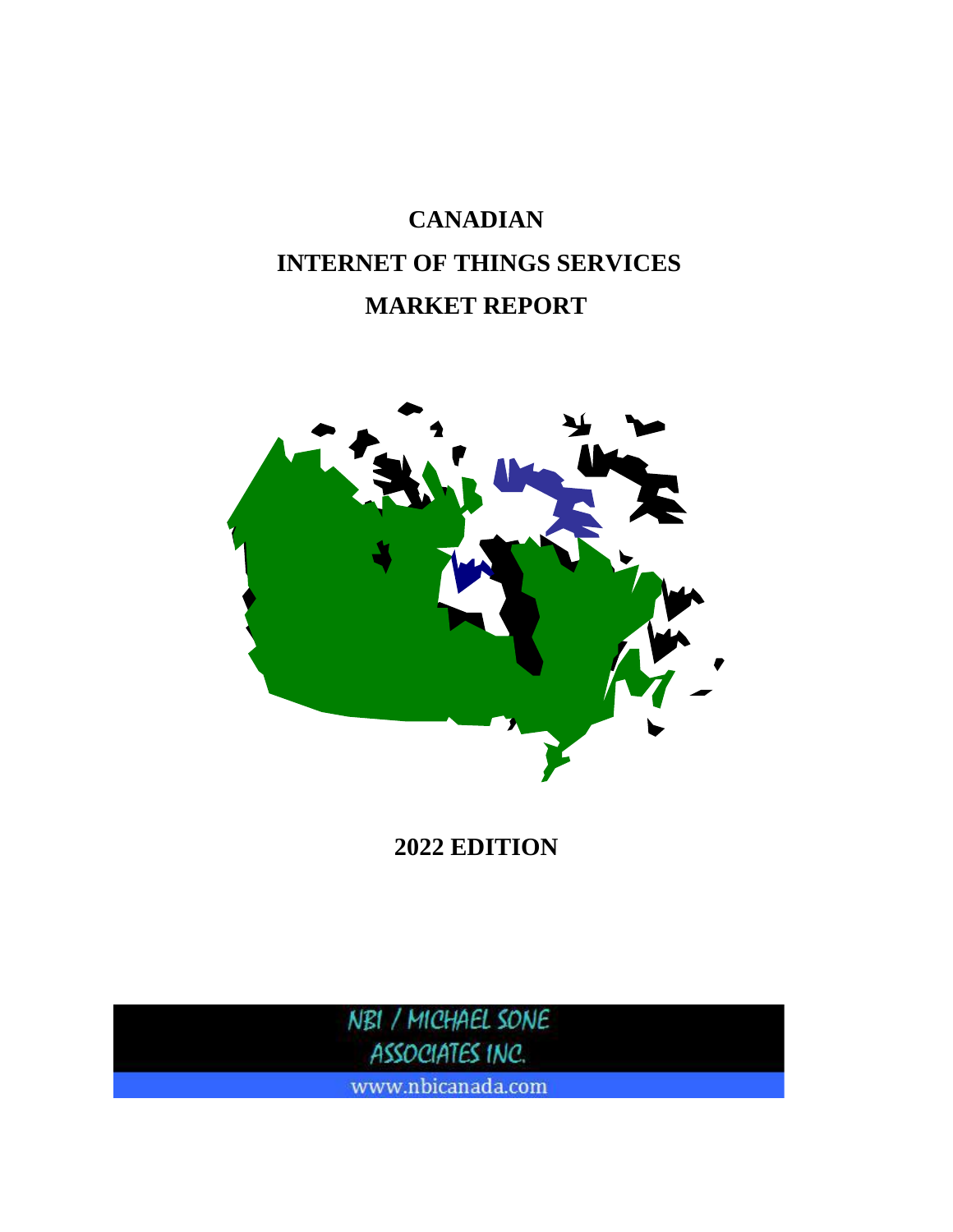# CANADIAN
# INTERNET OF THINGS SERVICES
# MARKET REPORT

## 2022 EDITION

NBI / MICHAEL SONE ASSOCIATES INC.

www.nbicanada.com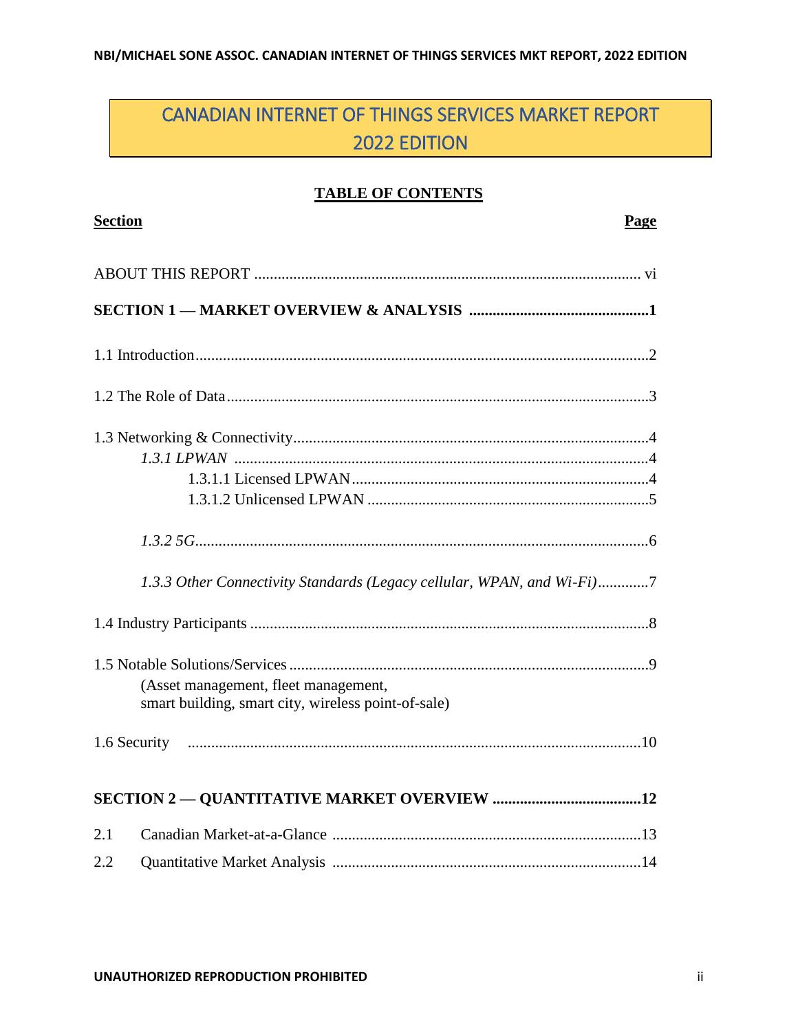# CANADIAN INTERNET OF THINGS SERVICES MARKET REPORT 2022 EDITION

## TABLE OF CONTENTS

| Section | Page |
|---|---|
| ABOUT THIS REPORT | vi |
| **SECTION 1 — MARKET OVERVIEW & ANALYSIS** | **1** |
| 1.1 Introduction | 2 |
| 1.2 The Role of Data | 3 |
| 1.3 Networking & Connectivity | 4 |
| *1.3.1 LPWAN* | 4 |
| 1.3.1.1 Licensed LPWAN | 4 |
| 1.3.1.2 Unlicensed LPWAN | 5 |
| *1.3.2 5G* | 6 |
| *1.3.3 Other Connectivity Standards (Legacy cellular, WPAN, and Wi-Fi)* | 7 |
| 1.4 Industry Participants | 8 |
| 1.5 Notable Solutions/Services (Asset management, fleet management, smart building, smart city, wireless point-of-sale) | 9 |
| 1.6 Security | 10 |
| **SECTION 2 — QUANTITATIVE MARKET OVERVIEW** | **12** |
| 2.1 Canadian Market-at-a-Glance | 13 |
| 2.2 Quantitative Market Analysis | 14 |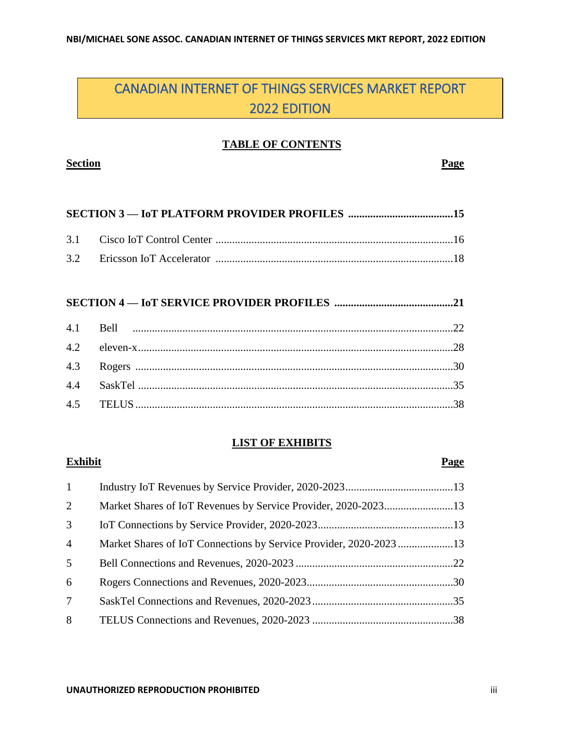# CANADIAN INTERNET OF THINGS SERVICES MARKET REPORT 2022 EDITION

## TABLE OF CONTENTS

| Section | | Page |
|---|---|---|
| **SECTION 3 — IoT PLATFORM PROVIDER PROFILES** | | **15** |
| 3.1 | Cisco IoT Control Center | 16 |
| 3.2 | Ericsson IoT Accelerator | 18 |
| **SECTION 4 — IoT SERVICE PROVIDER PROFILES** | | **21** |
| 4.1 | Bell | 22 |
| 4.2 | eleven-x | 28 |
| 4.3 | Rogers | 30 |
| 4.4 | SaskTel | 35 |
| 4.5 | TELUS | 38 |

## LIST OF EXHIBITS

| Exhibit | | Page |
|---|---|---|
| 1 | Industry IoT Revenues by Service Provider, 2020-2023 | 13 |
| 2 | Market Shares of IoT Revenues by Service Provider, 2020-2023 | 13 |
| 3 | IoT Connections by Service Provider, 2020-2023 | 13 |
| 4 | Market Shares of IoT Connections by Service Provider, 2020-2023 | 13 |
| 5 | Bell Connections and Revenues, 2020-2023 | 22 |
| 6 | Rogers Connections and Revenues, 2020-2023 | 30 |
| 7 | SaskTel Connections and Revenues, 2020-2023 | 35 |
| 8 | TELUS Connections and Revenues, 2020-2023 | 38 |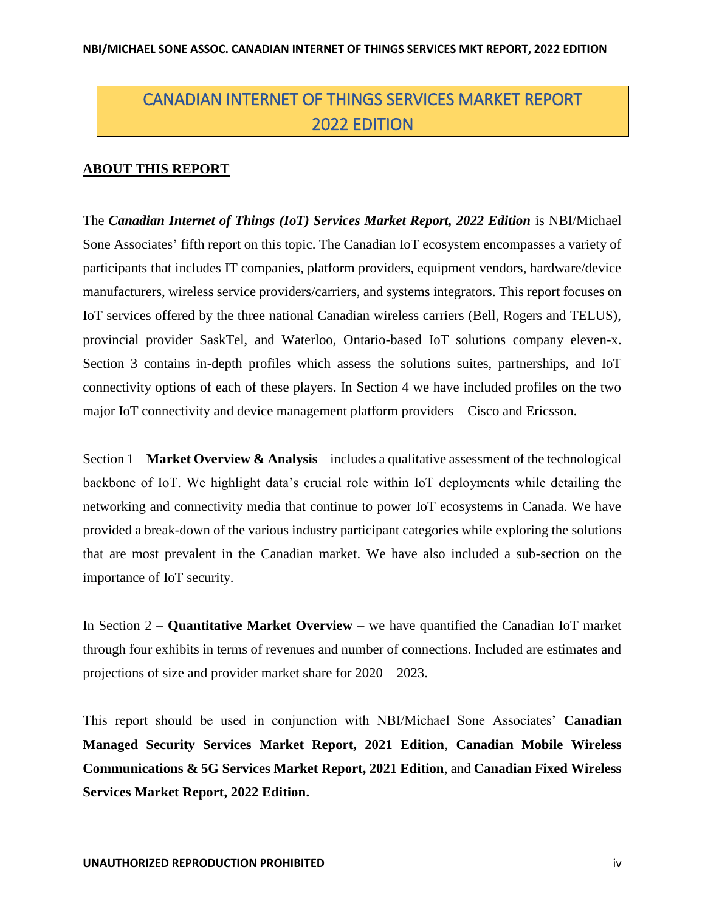# CANADIAN INTERNET OF THINGS SERVICES MARKET REPORT 2022 EDITION

## ABOUT THIS REPORT

The ***Canadian Internet of Things (IoT) Services Market Report, 2022 Edition*** is NBI/Michael Sone Associates' fifth report on this topic. The Canadian IoT ecosystem encompasses a variety of participants that includes IT companies, platform providers, equipment vendors, hardware/device manufacturers, wireless service providers/carriers, and systems integrators. This report focuses on IoT services offered by the three national Canadian wireless carriers (Bell, Rogers and TELUS), provincial provider SaskTel, and Waterloo, Ontario-based IoT solutions company eleven-x. Section 3 contains in-depth profiles which assess the solutions suites, partnerships, and IoT connectivity options of each of these players. In Section 4 we have included profiles on the two major IoT connectivity and device management platform providers – Cisco and Ericsson.

Section 1 – **Market Overview & Analysis** – includes a qualitative assessment of the technological backbone of IoT. We highlight data's crucial role within IoT deployments while detailing the networking and connectivity media that continue to power IoT ecosystems in Canada. We have provided a break-down of the various industry participant categories while exploring the solutions that are most prevalent in the Canadian market. We have also included a sub-section on the importance of IoT security.

In Section 2 – **Quantitative Market Overview** – we have quantified the Canadian IoT market through four exhibits in terms of revenues and number of connections. Included are estimates and projections of size and provider market share for 2020 – 2023.

This report should be used in conjunction with NBI/Michael Sone Associates' **Canadian Managed Security Services Market Report, 2021 Edition**, **Canadian Mobile Wireless Communications & 5G Services Market Report, 2021 Edition**, and **Canadian Fixed Wireless Services Market Report, 2022 Edition.**